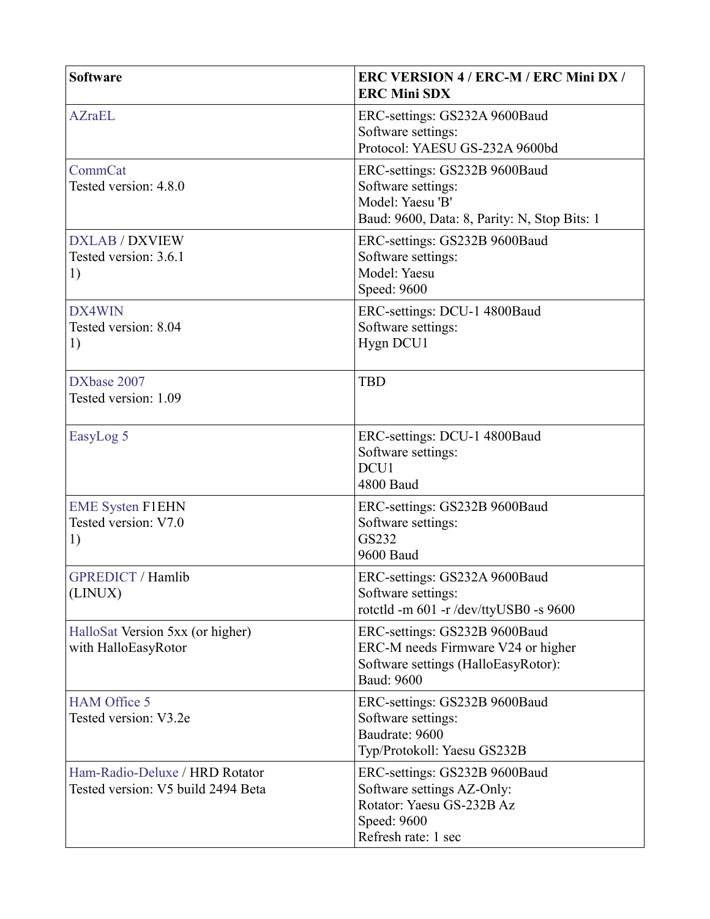| Software | ERC VERSION 4 / ERC-M / ERC Mini DX / ERC Mini SDX |
|---|---|
| AZraEL | ERC-settings: GS232A 9600Baud<br>Software settings:<br>Protocol: YAESU GS-232A 9600bd |
| CommCat<br>Tested version: 4.8.0 | ERC-settings: GS232B 9600Baud<br>Software settings:<br>Model: Yaesu 'B'<br>Baud: 9600, Data: 8, Parity: N, Stop Bits: 1 |
| DXLAB / DXVIEW<br>Tested version: 3.6.1<br>1) | ERC-settings: GS232B 9600Baud<br>Software settings:<br>Model: Yaesu<br>Speed: 9600 |
| DX4WIN<br>Tested version: 8.04<br>1) | ERC-settings: DCU-1 4800Baud<br>Software settings:<br>Hygn DCU1 |
| DXbase 2007<br>Tested version: 1.09 | TBD |
| EasyLog 5 | ERC-settings: DCU-1 4800Baud<br>Software settings:<br>DCU1<br>4800 Baud |
| EME Systen F1EHN<br>Tested version: V7.0<br>1) | ERC-settings: GS232B 9600Baud<br>Software settings:<br>GS232<br>9600 Baud |
| GPREDICT / Hamlib<br>(LINUX) | ERC-settings: GS232A 9600Baud<br>Software settings:<br>rotctld -m 601 -r /dev/ttyUSB0 -s 9600 |
| HalloSat Version 5xx (or higher)<br>with HalloEasyRotor | ERC-settings: GS232B 9600Baud<br>ERC-M needs Firmware V24 or higher<br>Software settings (HalloEasyRotor):<br>Baud: 9600 |
| HAM Office 5<br>Tested version: V3.2e | ERC-settings: GS232B 9600Baud<br>Software settings:<br>Baudrate: 9600<br>Typ/Protokoll: Yaesu GS232B |
| Ham-Radio-Deluxe / HRD Rotator<br>Tested version: V5 build 2494 Beta | ERC-settings: GS232B 9600Baud<br>Software settings AZ-Only:<br>Rotator: Yaesu GS-232B Az<br>Speed: 9600<br>Refresh rate: 1 sec |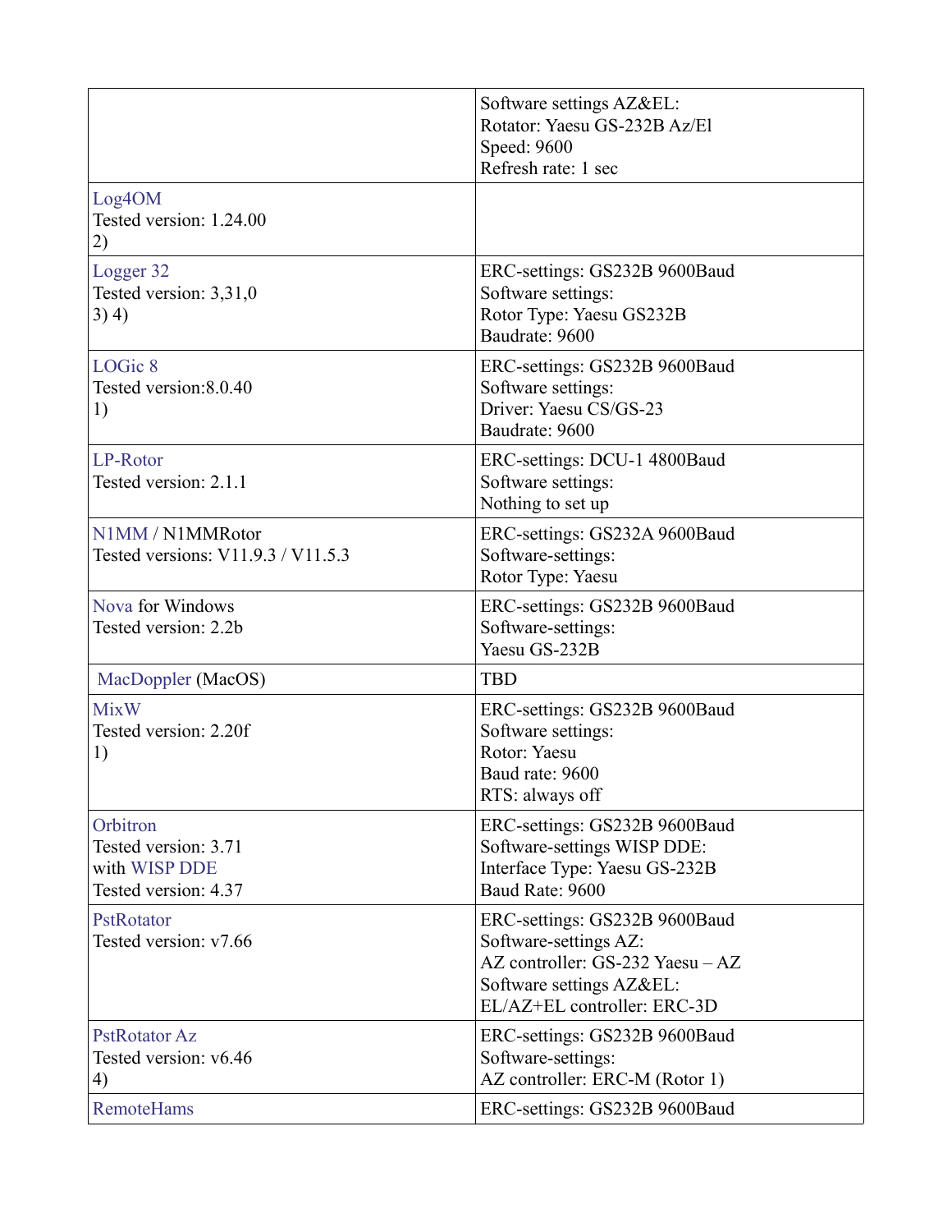| | |
|---|---|
| | Software settings AZ&EL:<br>Rotator: Yaesu GS-232B Az/El<br>Speed: 9600<br>Refresh rate: 1 sec |
| Log4OM<br>Tested version: 1.24.00<br>2) | |
| Logger 32<br>Tested version: 3,31,0<br>3) 4) | ERC-settings: GS232B 9600Baud<br>Software settings:<br>Rotor Type: Yaesu GS232B<br>Baudrate: 9600 |
| LOGic 8<br>Tested version:8.0.40<br>1) | ERC-settings: GS232B 9600Baud<br>Software settings:<br>Driver: Yaesu CS/GS-23<br>Baudrate: 9600 |
| LP-Rotor<br>Tested version: 2.1.1 | ERC-settings: DCU-1 4800Baud<br>Software settings:<br>Nothing to set up |
| N1MM / N1MMRotor<br>Tested versions: V11.9.3 / V11.5.3 | ERC-settings: GS232A 9600Baud<br>Software-settings:<br>Rotor Type: Yaesu |
| Nova for Windows<br>Tested version: 2.2b | ERC-settings: GS232B 9600Baud<br>Software-settings:<br>Yaesu GS-232B |
| MacDoppler (MacOS) | TBD |
| MixW<br>Tested version: 2.20f<br>1) | ERC-settings: GS232B 9600Baud<br>Software settings:<br>Rotor: Yaesu<br>Baud rate: 9600<br>RTS: always off |
| Orbitron<br>Tested version: 3.71<br>with WISP DDE<br>Tested version: 4.37 | ERC-settings: GS232B 9600Baud<br>Software-settings WISP DDE:<br>Interface Type: Yaesu GS-232B<br>Baud Rate: 9600 |
| PstRotator<br>Tested version: v7.66 | ERC-settings: GS232B 9600Baud<br>Software-settings AZ:<br>AZ controller: GS-232 Yaesu – AZ<br>Software settings AZ&EL:<br>EL/AZ+EL controller: ERC-3D |
| PstRotator Az<br>Tested version: v6.46<br>4) | ERC-settings: GS232B 9600Baud<br>Software-settings:<br>AZ controller: ERC-M (Rotor 1) |
| RemoteHams | ERC-settings: GS232B 9600Baud |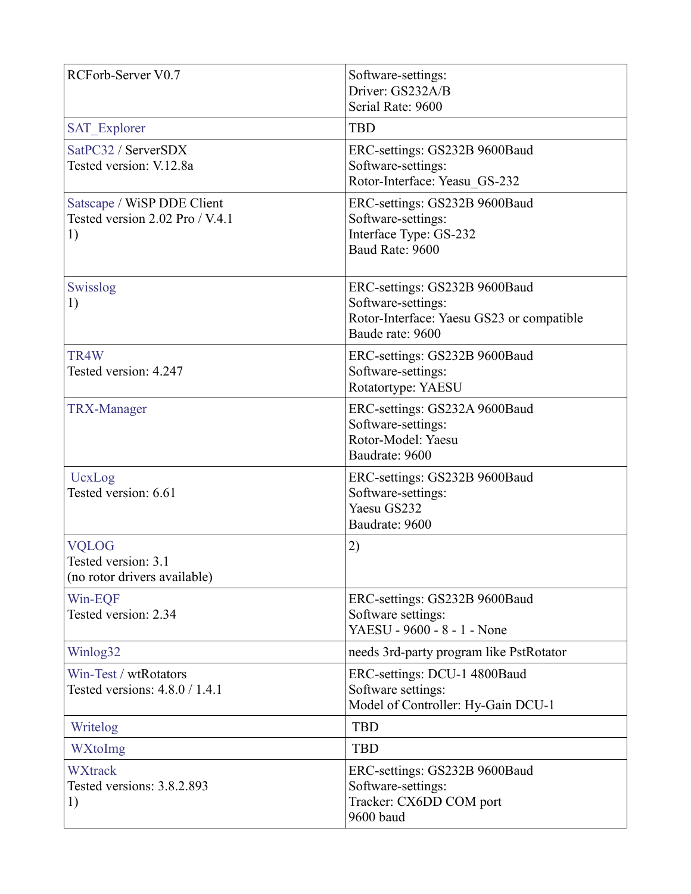| | |
|---|---|
| RCForb-Server V0.7 | Software-settings:<br>Driver: GS232A/B<br>Serial Rate: 9600 |
| SAT_Explorer | TBD |
| SatPC32 / ServerSDX<br>Tested version: V.12.8a | ERC-settings: GS232B 9600Baud<br>Software-settings:<br>Rotor-Interface: Yeasu_GS-232 |
| Satscape / WiSP DDE Client<br>Tested version 2.02 Pro / V.4.1<br>1) | ERC-settings: GS232B 9600Baud<br>Software-settings:<br>Interface Type: GS-232<br>Baud Rate: 9600 |
| Swisslog<br>1) | ERC-settings: GS232B 9600Baud<br>Software-settings:<br>Rotor-Interface: Yaesu GS23 or compatible<br>Baude rate: 9600 |
| TR4W<br>Tested version: 4.247 | ERC-settings: GS232B 9600Baud<br>Software-settings:<br>Rotatortype: YAESU |
| TRX-Manager | ERC-settings: GS232A 9600Baud<br>Software-settings:<br>Rotor-Model: Yaesu<br>Baudrate: 9600 |
| UcxLog<br>Tested version: 6.61 | ERC-settings: GS232B 9600Baud<br>Software-settings:<br>Yaesu GS232<br>Baudrate: 9600 |
| VQLOG<br>Tested version: 3.1<br>(no rotor drivers available) | 2) |
| Win-EQF<br>Tested version: 2.34 | ERC-settings: GS232B 9600Baud<br>Software settings:<br>YAESU - 9600 - 8 - 1 - None |
| Winlog32 | needs 3rd-party program like PstRotator |
| Win-Test / wtRotators<br>Tested versions: 4.8.0 / 1.4.1 | ERC-settings: DCU-1 4800Baud<br>Software settings:<br>Model of Controller: Hy-Gain DCU-1 |
| Writelog | TBD |
| WXtoImg | TBD |
| WXtrack<br>Tested versions: 3.8.2.893<br>1) | ERC-settings: GS232B 9600Baud<br>Software-settings:<br>Tracker: CX6DD COM port<br>9600 baud |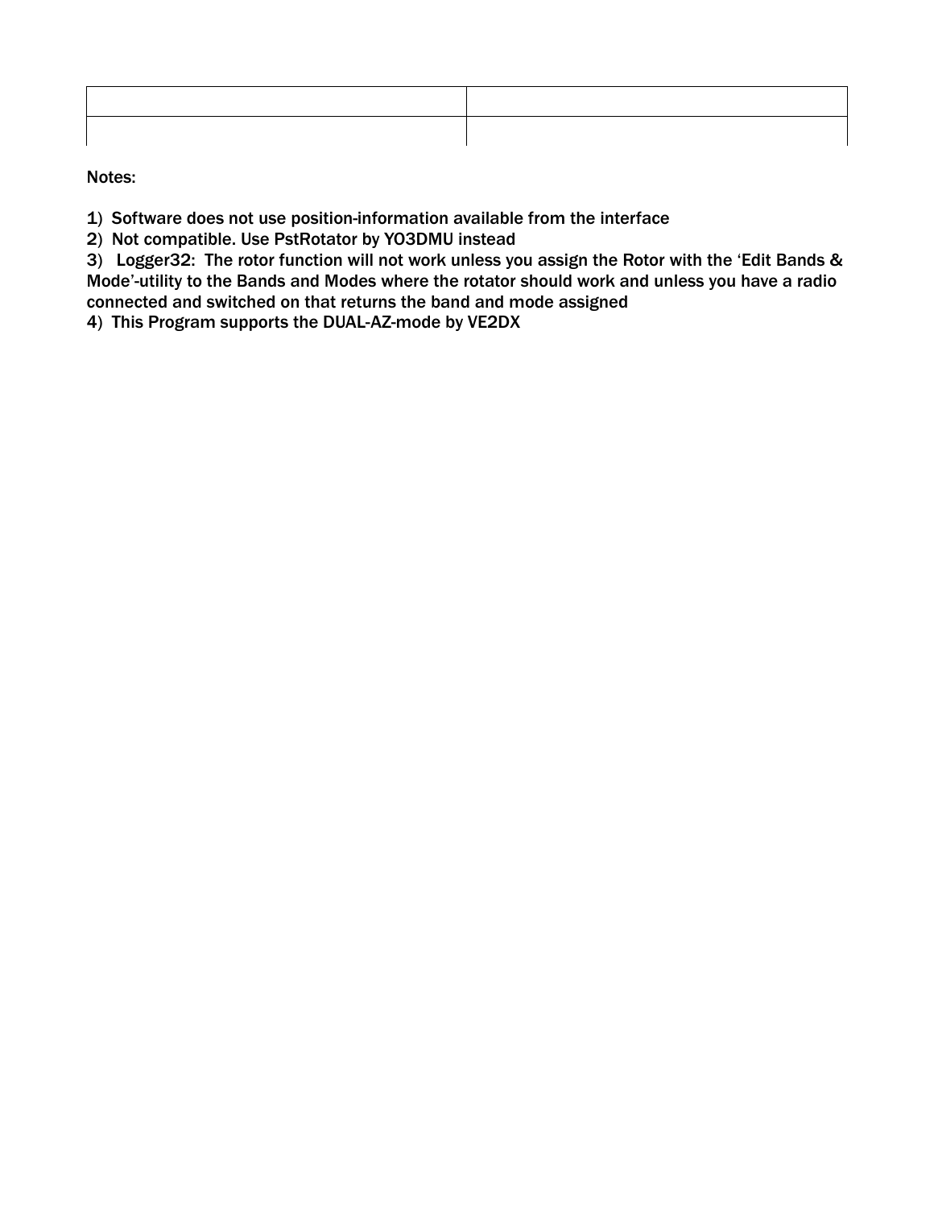| | |
|---|---|
| | |

Notes:

1) Software does not use position-information available from the interface
2) Not compatible. Use PstRotator by YO3DMU instead
3) Logger32: The rotor function will not work unless you assign the Rotor with the 'Edit Bands & Mode'-utility to the Bands and Modes where the rotator should work and unless you have a radio connected and switched on that returns the band and mode assigned
4) This Program supports the DUAL-AZ-mode by VE2DX